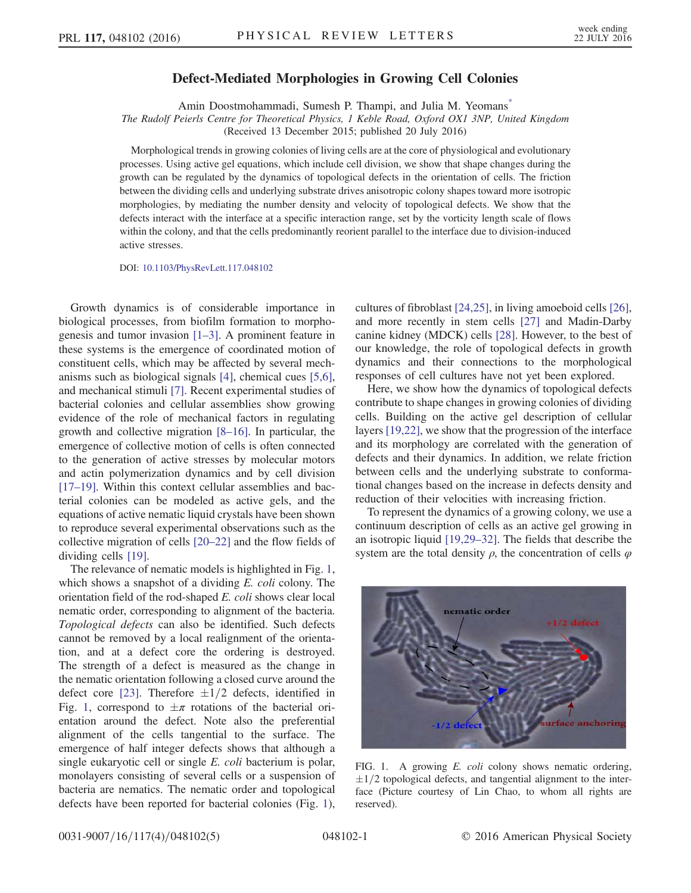# Defect-Mediated Morphologies in Growing Cell Colonies

Amin Doostmohammadi, Sumesh P. Thampi, and Julia M. Yeomans*

*The Rudolf Peierls Centre for Theoretical Physics, 1 Keble Road, Oxford OX1 3NP, United Kingdom*

(Received 13 December 2015; published 20 July 2016)

Morphological trends in growing colonies of living cells are at the core of physiological and evolutionary processes. Using active gel equations, which include cell division, we show that shape changes during the growth can be regulated by the dynamics of topological defects in the orientation of cells. The friction between the dividing cells and underlying substrate drives anisotropic colony shapes toward more isotropic morphologies, by mediating the number density and velocity of topological defects. We show that the defects interact with the interface at a specific interaction range, set by the vorticity length scale of flows within the colony, and that the cells predominantly reorient parallel to the interface due to division-induced active stresses.

DOI: 10.1103/PhysRevLett.117.048102

Growth dynamics is of considerable importance in biological processes, from biofilm formation to morphogenesis and tumor invasion [1–3]. A prominent feature in these systems is the emergence of coordinated motion of constituent cells, which may be affected by several mechanisms such as biological signals [4], chemical cues [5,6], and mechanical stimuli [7]. Recent experimental studies of bacterial colonies and cellular assemblies show growing evidence of the role of mechanical factors in regulating growth and collective migration [8–16]. In particular, the emergence of collective motion of cells is often connected to the generation of active stresses by molecular motors and actin polymerization dynamics and by cell division [17–19]. Within this context cellular assemblies and bacterial colonies can be modeled as active gels, and the equations of active nematic liquid crystals have been shown to reproduce several experimental observations such as the collective migration of cells [20–22] and the flow fields of dividing cells [19].

The relevance of nematic models is highlighted in Fig. 1, which shows a snapshot of a dividing *E. coli* colony. The orientation field of the rod-shaped *E. coli* shows clear local nematic order, corresponding to alignment of the bacteria. *Topological defects* can also be identified. Such defects cannot be removed by a local realignment of the orientation, and at a defect core the ordering is destroyed. The strength of a defect is measured as the change in the nematic orientation following a closed curve around the defect core [23]. Therefore $\pm 1/2$ defects, identified in Fig. 1, correspond to $\pm\pi$ rotations of the bacterial orientation around the defect. Note also the preferential alignment of the cells tangential to the surface. The emergence of half integer defects shows that although a single eukaryotic cell or single *E. coli* bacterium is polar, monolayers consisting of several cells or a suspension of bacteria are nematics. The nematic order and topological defects have been reported for bacterial colonies (Fig. 1), cultures of fibroblast [24,25], in living amoeboid cells [26], and more recently in stem cells [27] and Madin-Darby canine kidney (MDCK) cells [28]. However, to the best of our knowledge, the role of topological defects in growth dynamics and their connections to the morphological responses of cell cultures have not yet been explored.

Here, we show how the dynamics of topological defects contribute to shape changes in growing colonies of dividing cells. Building on the active gel description of cellular layers [19,22], we show that the progression of the interface and its morphology are correlated with the generation of defects and their dynamics. In addition, we relate friction between cells and the underlying substrate to conformational changes based on the increase in defects density and reduction of their velocities with increasing friction.

To represent the dynamics of a growing colony, we use a continuum description of cells as an active gel growing in an isotropic liquid [19,29–32]. The fields that describe the system are the total density $\rho$, the concentration of cells $\varphi$

FIG. 1. A growing *E. coli* colony shows nematic ordering, $\pm 1/2$ topological defects, and tangential alignment to the interface (Picture courtesy of Lin Chao, to whom all rights are reserved).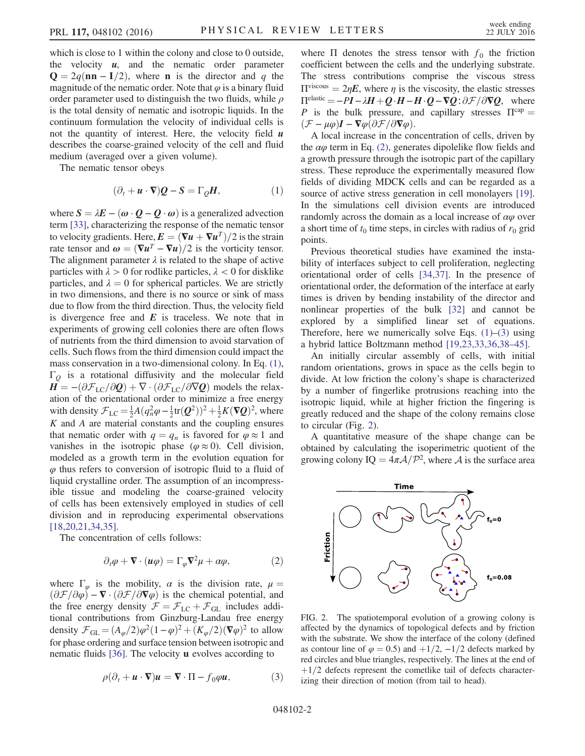which is close to 1 within the colony and close to 0 outside, the velocity $\boldsymbol{u}$, and the nematic order parameter $\mathbf{Q} = 2q(\mathbf{nn} - \mathbf{I}/2)$, where $\mathbf{n}$ is the director and $q$ the magnitude of the nematic order. Note that $\varphi$ is a binary fluid order parameter used to distinguish the two fluids, while $\rho$ is the total density of nematic and isotropic liquids. In the continuum formulation the velocity of individual cells is not the quantity of interest. Here, the velocity field $\boldsymbol{u}$ describes the coarse-grained velocity of the cell and fluid medium (averaged over a given volume).

The nematic tensor obeys

$$(\partial_t + \boldsymbol{u}\cdot\nabla)\boldsymbol{Q} - \boldsymbol{S} = \Gamma_Q \boldsymbol{H}, \tag{1}$$

where $\boldsymbol{S} = \lambda\boldsymbol{E} - (\boldsymbol{\omega}\cdot\boldsymbol{Q} - \boldsymbol{Q}\cdot\boldsymbol{\omega})$ is a generalized advection term [33], characterizing the response of the nematic tensor to velocity gradients. Here, $\boldsymbol{E} = (\nabla\boldsymbol{u} + \nabla\boldsymbol{u}^T)/2$ is the strain rate tensor and $\boldsymbol{\omega} = (\nabla\boldsymbol{u}^T - \nabla\boldsymbol{u})/2$ is the vorticity tensor. The alignment parameter $\lambda$ is related to the shape of active particles with $\lambda > 0$ for rodlike particles, $\lambda < 0$ for disklike particles, and $\lambda = 0$ for spherical particles. We are strictly in two dimensions, and there is no source or sink of mass due to flow from the third direction. Thus, the velocity field is divergence free and $\boldsymbol{E}$ is traceless. We note that in experiments of growing cell colonies there are often flows of nutrients from the third dimension to avoid starvation of cells. Such flows from the third dimension could impact the mass conservation in a two-dimensional colony. In Eq. (1), $\Gamma_Q$ is a rotational diffusivity and the molecular field $\boldsymbol{H} = -(\partial\mathcal{F}_{\rm LC}/\partial\boldsymbol{Q}) + \nabla\cdot(\partial\mathcal{F}_{\rm LC}/\partial\nabla\boldsymbol{Q})$ models the relaxation of the orientational order to minimize a free energy with density $\mathcal{F}_{\rm LC} = \frac{1}{2}A(q_n^2\varphi - \frac{1}{2}\mathrm{tr}(\boldsymbol{Q}^2))^2 + \frac{1}{2}K(\nabla\boldsymbol{Q})^2$, where $K$ and $A$ are material constants and the coupling ensures that nematic order with $q = q_n$ is favored for $\varphi \approx 1$ and vanishes in the isotropic phase ($\varphi \approx 0$). Cell division, modeled as a growth term in the evolution equation for $\varphi$ thus refers to conversion of isotropic fluid to a fluid of liquid crystalline order. The assumption of an incompressible tissue and modeling the coarse-grained velocity of cells has been extensively employed in studies of cell division and in reproducing experimental observations [18,20,21,34,35].

The concentration of cells follows:

$$\partial_t\varphi + \nabla\cdot(\boldsymbol{u}\varphi) = \Gamma_\varphi\nabla^2\mu + \alpha\varphi, \tag{2}$$

where $\Gamma_\varphi$ is the mobility, $\alpha$ is the division rate, $\mu = (\partial\mathcal{F}/\partial\varphi) - \nabla\cdot(\partial\mathcal{F}/\partial\nabla\varphi)$ is the chemical potential, and the free energy density $\mathcal{F} = \mathcal{F}_{\rm LC} + \mathcal{F}_{\rm GL}$ includes additional contributions from Ginzburg-Landau free energy density $\mathcal{F}_{\rm GL} = (A_\varphi/2)\varphi^2(1-\varphi)^2 + (K_\varphi/2)(\nabla\varphi)^2$ to allow for phase ordering and surface tension between isotropic and nematic fluids [36]. The velocity $\mathbf{u}$ evolves according to

$$\rho(\partial_t + \boldsymbol{u}\cdot\nabla)\boldsymbol{u} = \nabla\cdot\Pi - f_0\varphi\boldsymbol{u}, \tag{3}$$

where $\Pi$ denotes the stress tensor with $f_0$ the friction coefficient between the cells and the underlying substrate. The stress contributions comprise the viscous stress $\Pi^{\rm viscous} = 2\eta\boldsymbol{E}$, where $\eta$ is the viscosity, the elastic stresses $\Pi^{\rm elastic} = -P\boldsymbol{I} - \lambda\boldsymbol{H} + \boldsymbol{Q}\cdot\boldsymbol{H} - \boldsymbol{H}\cdot\boldsymbol{Q} - \nabla\boldsymbol{Q}:\partial\mathcal{F}/\partial\nabla\boldsymbol{Q}$, where $P$ is the bulk pressure, and capillary stresses $\Pi^{\rm cap} = (\mathcal{F} - \mu\varphi)\boldsymbol{I} - \nabla\varphi(\partial\mathcal{F}/\partial\nabla\varphi)$.

A local increase in the concentration of cells, driven by the $\alpha\varphi$ term in Eq. (2), generates dipolelike flow fields and a growth pressure through the isotropic part of the capillary stress. These reproduce the experimentally measured flow fields of dividing MDCK cells and can be regarded as a source of active stress generation in cell monolayers [19]. In the simulations cell division events are introduced randomly across the domain as a local increase of $\alpha\varphi$ over a short time of $t_0$ time steps, in circles with radius of $r_0$ grid points.

Previous theoretical studies have examined the instability of interfaces subject to cell proliferation, neglecting orientational order of cells [34,37]. In the presence of orientational order, the deformation of the interface at early times is driven by bending instability of the director and nonlinear properties of the bulk [32] and cannot be explored by a simplified linear set of equations. Therefore, here we numerically solve Eqs. (1)–(3) using a hybrid lattice Boltzmann method [19,23,33,36,38–45].

An initially circular assembly of cells, with initial random orientations, grows in space as the cells begin to divide. At low friction the colony's shape is characterized by a number of fingerlike protrusions reaching into the isotropic liquid, while at higher friction the fingering is greatly reduced and the shape of the colony remains close to circular (Fig. 2).

A quantitative measure of the shape change can be obtained by calculating the isoperimetric quotient of the growing colony $\mathrm{IQ} = 4\pi\mathcal{A}/\mathcal{P}^2$, where $\mathcal{A}$ is the surface area

FIG. 2. The spatiotemporal evolution of a growing colony is affected by the dynamics of topological defects and by friction with the substrate. We show the interface of the colony (defined as contour line of $\varphi = 0.5$) and $+1/2$, $-1/2$ defects marked by red circles and blue triangles, respectively. The lines at the end of $+1/2$ defects represent the cometlike tail of defects characterizing their direction of motion (from tail to head).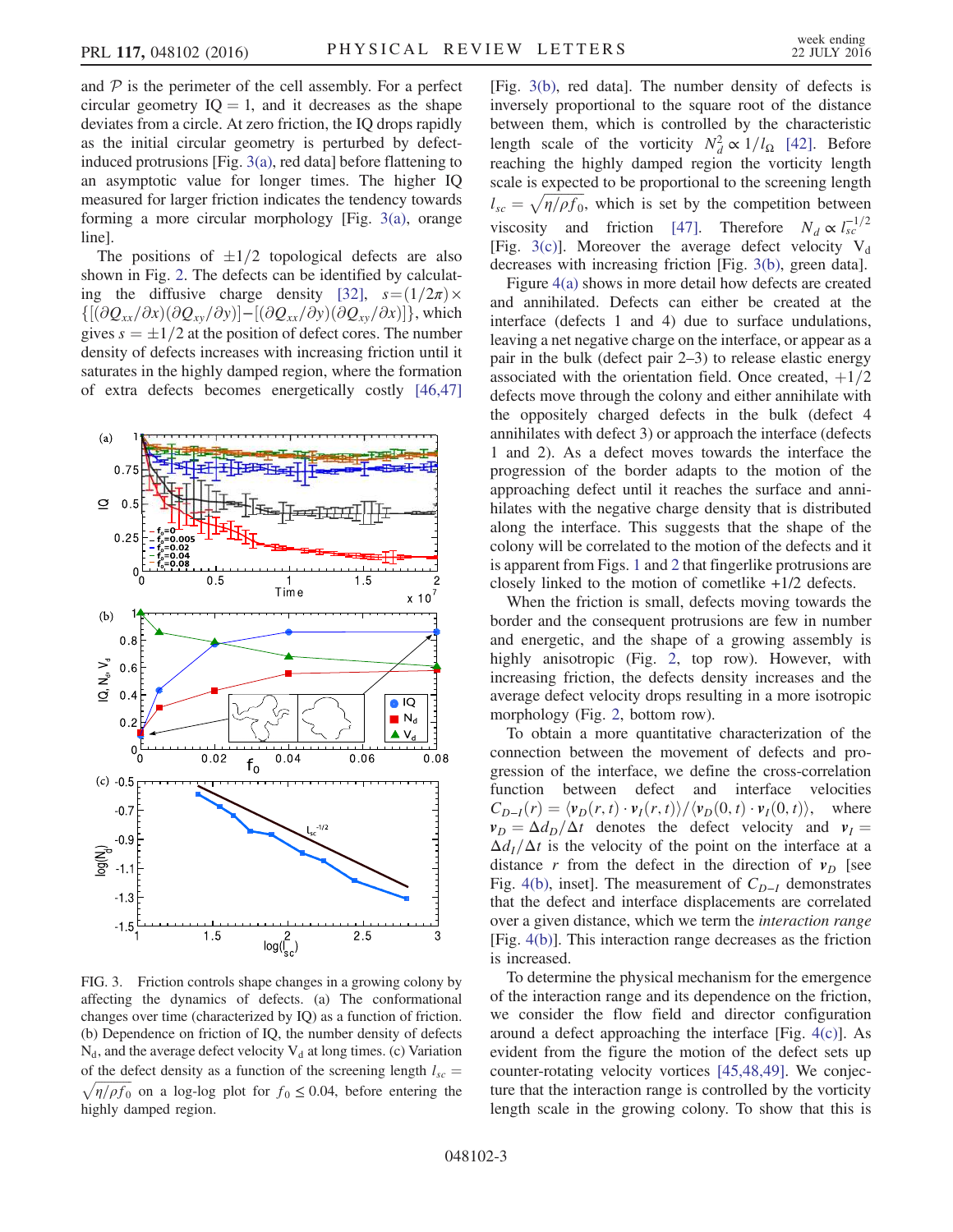and $\mathcal{P}$ is the perimeter of the cell assembly. For a perfect circular geometry IQ = 1, and it decreases as the shape deviates from a circle. At zero friction, the IQ drops rapidly as the initial circular geometry is perturbed by defect-induced protrusions [Fig. 3(a), red data] before flattening to an asymptotic value for longer times. The higher IQ measured for larger friction indicates the tendency towards forming a more circular morphology [Fig. 3(a), orange line].

The positions of $\pm 1/2$ topological defects are also shown in Fig. 2. The defects can be identified by calculating the diffusive charge density [32], $s = (1/2\pi) \times \{[(\partial Q_{xx}/\partial x)(\partial Q_{xy}/\partial y)] - [(\partial Q_{xx}/\partial y)(\partial Q_{xy}/\partial x)]\}$, which gives $s = \pm 1/2$ at the position of defect cores. The number density of defects increases with increasing friction until it saturates in the highly damped region, where the formation of extra defects becomes energetically costly [46,47] [Fig. 3(b), red data]. The number density of defects is inversely proportional to the square root of the distance between them, which is controlled by the characteristic length scale of the vorticity $N_d^2 \propto 1/l_\Omega$ [42]. Before reaching the highly damped region the vorticity length scale is expected to be proportional to the screening length $l_{sc} = \sqrt{\eta/\rho f_0}$, which is set by the competition between viscosity and friction [47]. Therefore $N_d \propto l_{sc}^{-1/2}$ [Fig. 3(c)]. Moreover the average defect velocity $V_d$ decreases with increasing friction [Fig. 3(b), green data].

FIG. 3. Friction controls shape changes in a growing colony by affecting the dynamics of defects. (a) The conformational changes over time (characterized by IQ) as a function of friction. (b) Dependence on friction of IQ, the number density of defects $N_d$, and the average defect velocity $V_d$ at long times. (c) Variation of the defect density as a function of the screening length $l_{sc} = \sqrt{\eta/\rho f_0}$ on a log-log plot for $f_0 \leq 0.04$, before entering the highly damped region.

Figure 4(a) shows in more detail how defects are created and annihilated. Defects can either be created at the interface (defects 1 and 4) due to surface undulations, leaving a net negative charge on the interface, or appear as a pair in the bulk (defect pair 2–3) to release elastic energy associated with the orientation field. Once created, +1/2 defects move through the colony and either annihilate with the oppositely charged defects in the bulk (defect 4 annihilates with defect 3) or approach the interface (defects 1 and 2). As a defect moves towards the interface the progression of the border adapts to the motion of the approaching defect until it reaches the surface and annihilates with the negative charge density that is distributed along the interface. This suggests that the shape of the colony will be correlated to the motion of the defects and it is apparent from Figs. 1 and 2 that fingerlike protrusions are closely linked to the motion of cometlike +1/2 defects.

When the friction is small, defects moving towards the border and the consequent protrusions are few in number and energetic, and the shape of a growing assembly is highly anisotropic (Fig. 2, top row). However, with increasing friction, the defects density increases and the average defect velocity drops resulting in a more isotropic morphology (Fig. 2, bottom row).

To obtain a more quantitative characterization of the connection between the movement of defects and progression of the interface, we define the cross-correlation function between defect and interface velocities $C_{D-I}(r) = \langle \mathbf{v}_D(r,t) \cdot \mathbf{v}_I(r,t) \rangle / \langle \mathbf{v}_D(0,t) \cdot \mathbf{v}_I(0,t) \rangle$, where $\mathbf{v}_D = \Delta d_D/\Delta t$ denotes the defect velocity and $\mathbf{v}_I = \Delta d_I/\Delta t$ is the velocity of the point on the interface at a distance $r$ from the defect in the direction of $\mathbf{v}_D$ [see Fig. 4(b), inset]. The measurement of $C_{D-I}$ demonstrates that the defect and interface displacements are correlated over a given distance, which we term the *interaction range* [Fig. 4(b)]. This interaction range decreases as the friction is increased.

To determine the physical mechanism for the emergence of the interaction range and its dependence on the friction, we consider the flow field and director configuration around a defect approaching the interface [Fig. 4(c)]. As evident from the figure the motion of the defect sets up counter-rotating velocity vortices [45,48,49]. We conjecture that the interaction range is controlled by the vorticity length scale in the growing colony. To show that this is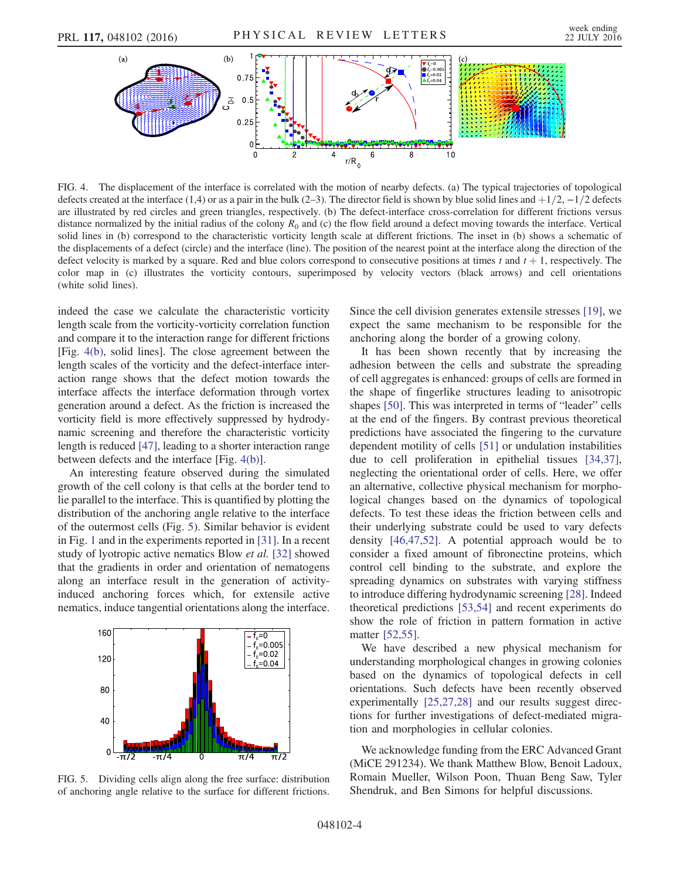FIG. 4. The displacement of the interface is correlated with the motion of nearby defects. (a) The typical trajectories of topological defects created at the interface (1,4) or as a pair in the bulk (2–3). The director field is shown by blue solid lines and $+1/2$, $-1/2$ defects are illustrated by red circles and green triangles, respectively. (b) The defect-interface cross-correlation for different frictions versus distance normalized by the initial radius of the colony $R_0$ and (c) the flow field around a defect moving towards the interface. Vertical solid lines in (b) correspond to the characteristic vorticity length scale at different frictions. The inset in (b) shows a schematic of the displacements of a defect (circle) and the interface (line). The position of the nearest point at the interface along the direction of the defect velocity is marked by a square. Red and blue colors correspond to consecutive positions at times $t$ and $t+1$, respectively. The color map in (c) illustrates the vorticity contours, superimposed by velocity vectors (black arrows) and cell orientations (white solid lines).

indeed the case we calculate the characteristic vorticity length scale from the vorticity-vorticity correlation function and compare it to the interaction range for different frictions [Fig. 4(b), solid lines]. The close agreement between the length scales of the vorticity and the defect-interface interaction range shows that the defect motion towards the interface affects the interface deformation through vortex generation around a defect. As the friction is increased the vorticity field is more effectively suppressed by hydrodynamic screening and therefore the characteristic vorticity length is reduced [47], leading to a shorter interaction range between defects and the interface [Fig. 4(b)].

An interesting feature observed during the simulated growth of the cell colony is that cells at the border tend to lie parallel to the interface. This is quantified by plotting the distribution of the anchoring angle relative to the interface of the outermost cells (Fig. 5). Similar behavior is evident in Fig. 1 and in the experiments reported in [31]. In a recent study of lyotropic active nematics Blow *et al.* [32] showed that the gradients in order and orientation of nematogens along an interface result in the generation of activity-induced anchoring forces which, for extensile active nematics, induce tangential orientations along the interface.

FIG. 5. Dividing cells align along the free surface: distribution of anchoring angle relative to the surface for different frictions.

Since the cell division generates extensile stresses [19], we expect the same mechanism to be responsible for the anchoring along the border of a growing colony.

It has been shown recently that by increasing the adhesion between the cells and substrate the spreading of cell aggregates is enhanced: groups of cells are formed in the shape of fingerlike structures leading to anisotropic shapes [50]. This was interpreted in terms of "leader" cells at the end of the fingers. By contrast previous theoretical predictions have associated the fingering to the curvature dependent motility of cells [51] or undulation instabilities due to cell proliferation in epithelial tissues [34,37], neglecting the orientational order of cells. Here, we offer an alternative, collective physical mechanism for morphological changes based on the dynamics of topological defects. To test these ideas the friction between cells and their underlying substrate could be used to vary defects density [46,47,52]. A potential approach would be to consider a fixed amount of fibronectine proteins, which control cell binding to the substrate, and explore the spreading dynamics on substrates with varying stiffness to introduce differing hydrodynamic screening [28]. Indeed theoretical predictions [53,54] and recent experiments do show the role of friction in pattern formation in active matter [52,55].

We have described a new physical mechanism for understanding morphological changes in growing colonies based on the dynamics of topological defects in cell orientations. Such defects have been recently observed experimentally [25,27,28] and our results suggest directions for further investigations of defect-mediated migration and morphologies in cellular colonies.

We acknowledge funding from the ERC Advanced Grant (MiCE 291234). We thank Matthew Blow, Benoit Ladoux, Romain Mueller, Wilson Poon, Thuan Beng Saw, Tyler Shendruk, and Ben Simons for helpful discussions.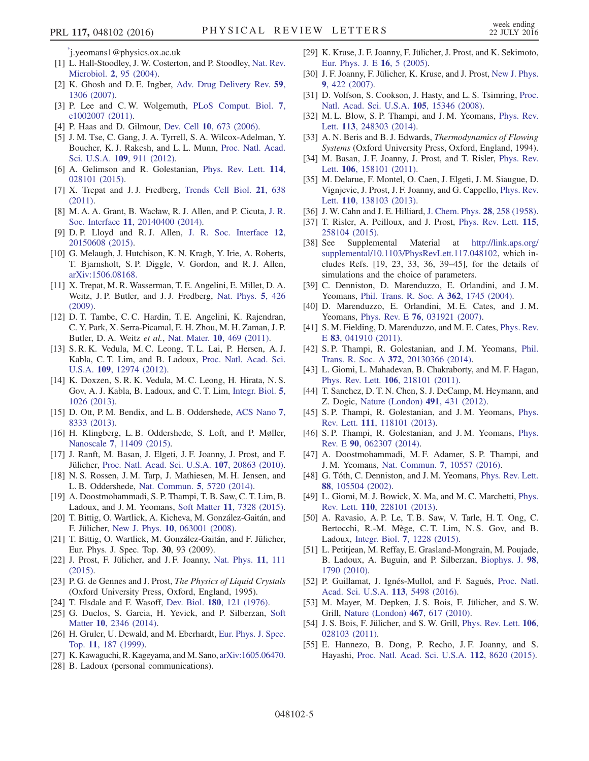*j.yeomans1@physics.ox.ac.uk

[1] L. Hall-Stoodley, J. W. Costerton, and P. Stoodley, Nat. Rev. Microbiol. **2**, 95 (2004).

[2] K. Ghosh and D. E. Ingber, Adv. Drug Delivery Rev. **59**, 1306 (2007).

[3] P. Lee and C. W. Wolgemuth, PLoS Comput. Biol. **7**, e1002007 (2011).

[4] P. Haas and D. Gilmour, Dev. Cell **10**, 673 (2006).

[5] J. M. Tse, C. Gang, J. A. Tyrrell, S. A. Wilcox-Adelman, Y. Boucher, K. J. Rakesh, and L. L. Munn, Proc. Natl. Acad. Sci. U.S.A. **109**, 911 (2012).

[6] A. Gelimson and R. Golestanian, Phys. Rev. Lett. **114**, 028101 (2015).

[7] X. Trepat and J. J. Fredberg, Trends Cell Biol. **21**, 638 (2011).

[8] M. A. A. Grant, B. Wacław, R. J. Allen, and P. Cicuta, J. R. Soc. Interface **11**, 20140400 (2014).

[9] D. P. Lloyd and R. J. Allen, J. R. Soc. Interface **12**, 20150608 (2015).

[10] G. Melaugh, J. Hutchison, K. N. Kragh, Y. Irie, A. Roberts, T. Bjarnsholt, S. P. Diggle, V. Gordon, and R. J. Allen, arXiv:1506.08168.

[11] X. Trepat, M. R. Wasserman, T. E. Angelini, E. Millet, D. A. Weitz, J. P. Butler, and J. J. Fredberg, Nat. Phys. **5**, 426 (2009).

[12] D. T. Tambe, C. C. Hardin, T. E. Angelini, K. Rajendran, C. Y. Park, X. Serra-Picamal, E. H. Zhou, M. H. Zaman, J. P. Butler, D. A. Weitz *et al.*, Nat. Mater. **10**, 469 (2011).

[13] S. R. K. Vedula, M. C. Leong, T. L. Lai, P. Hersen, A. J. Kabla, C. T. Lim, and B. Ladoux, Proc. Natl. Acad. Sci. U.S.A. **109**, 12974 (2012).

[14] K. Doxzen, S. R. K. Vedula, M. C. Leong, H. Hirata, N. S. Gov, A. J. Kabla, B. Ladoux, and C. T. Lim, Integr. Biol. **5**, 1026 (2013).

[15] D. Ott, P. M. Bendix, and L. B. Oddershede, ACS Nano **7**, 8333 (2013).

[16] H. Klingberg, L. B. Oddershede, S. Loft, and P. Møller, Nanoscale **7**, 11409 (2015).

[17] J. Ranft, M. Basan, J. Elgeti, J. F. Joanny, J. Prost, and F. Jülicher, Proc. Natl. Acad. Sci. U.S.A. **107**, 20863 (2010).

[18] N. S. Rossen, J. M. Tarp, J. Mathiesen, M. H. Jensen, and L. B. Oddershede, Nat. Commun. **5**, 5720 (2014).

[19] A. Doostmohammadi, S. P. Thampi, T. B. Saw, C. T. Lim, B. Ladoux, and J. M. Yeomans, Soft Matter **11**, 7328 (2015).

[20] T. Bittig, O. Wartlick, A. Kicheva, M. González-Gaitán, and F. Jülicher, New J. Phys. **10**, 063001 (2008).

[21] T. Bittig, O. Wartlick, M. González-Gaitán, and F. Jülicher, Eur. Phys. J. Spec. Top. **30**, 93 (2009).

[22] J. Prost, F. Jülicher, and J. F. Joanny, Nat. Phys. **11**, 111 (2015).

[23] P. G. de Gennes and J. Prost, *The Physics of Liquid Crystals* (Oxford University Press, Oxford, England, 1995).

[24] T. Elsdale and F. Wasoff, Dev. Biol. **180**, 121 (1976).

[25] G. Duclos, S. Garcia, H. Yevick, and P. Silberzan, Soft Matter **10**, 2346 (2014).

[26] H. Gruler, U. Dewald, and M. Eberhardt, Eur. Phys. J. Spec. Top. **11**, 187 (1999).

[27] K. Kawaguchi, R. Kageyama, and M. Sano, arXiv:1605.06470.

[28] B. Ladoux (personal communications).

[29] K. Kruse, J. F. Joanny, F. Jülicher, J. Prost, and K. Sekimoto, Eur. Phys. J. E **16**, 5 (2005).

[30] J. F. Joanny, F. Jülicher, K. Kruse, and J. Prost, New J. Phys. **9**, 422 (2007).

[31] D. Volfson, S. Cookson, J. Hasty, and L. S. Tsimring, Proc. Natl. Acad. Sci. U.S.A. **105**, 15346 (2008).

[32] M. L. Blow, S. P. Thampi, and J. M. Yeomans, Phys. Rev. Lett. **113**, 248303 (2014).

[33] A. N. Beris and B. J. Edwards, *Thermodynamics of Flowing Systems* (Oxford University Press, Oxford, England, 1994).

[34] M. Basan, J. F. Joanny, J. Prost, and T. Risler, Phys. Rev. Lett. **106**, 158101 (2011).

[35] M. Delarue, F. Montel, O. Caen, J. Elgeti, J. M. Siaugue, D. Vignjevic, J. Prost, J. F. Joanny, and G. Cappello, Phys. Rev. Lett. **110**, 138103 (2013).

[36] J. W. Cahn and J. E. Hilliard, J. Chem. Phys. **28**, 258 (1958).

[37] T. Risler, A. Peilloux, and J. Prost, Phys. Rev. Lett. **115**, 258104 (2015).

[38] See Supplemental Material at http://link.aps.org/supplemental/10.1103/PhysRevLett.117.048102, which includes Refs. [19, 23, 33, 36, 39–45], for the details of simulations and the choice of parameters.

[39] C. Denniston, D. Marenduzzo, E. Orlandini, and J. M. Yeomans, Phil. Trans. R. Soc. A **362**, 1745 (2004).

[40] D. Marenduzzo, E. Orlandini, M. E. Cates, and J. M. Yeomans, Phys. Rev. E **76**, 031921 (2007).

[41] S. M. Fielding, D. Marenduzzo, and M. E. Cates, Phys. Rev. E **83**, 041910 (2011).

[42] S. P. Thampi, R. Golestanian, and J. M. Yeomans, Phil. Trans. R. Soc. A **372**, 20130366 (2014).

[43] L. Giomi, L. Mahadevan, B. Chakraborty, and M. F. Hagan, Phys. Rev. Lett. **106**, 218101 (2011).

[44] T. Sanchez, D. T. N. Chen, S. J. DeCamp, M. Heymann, and Z. Dogic, Nature (London) **491**, 431 (2012).

[45] S. P. Thampi, R. Golestanian, and J. M. Yeomans, Phys. Rev. Lett. **111**, 118101 (2013).

[46] S. P. Thampi, R. Golestanian, and J. M. Yeomans, Phys. Rev. E **90**, 062307 (2014).

[47] A. Doostmohammadi, M. F. Adamer, S. P. Thampi, and J. M. Yeomans, Nat. Commun. **7**, 10557 (2016).

[48] G. Tóth, C. Denniston, and J. M. Yeomans, Phys. Rev. Lett. **88**, 105504 (2002).

[49] L. Giomi, M. J. Bowick, X. Ma, and M. C. Marchetti, Phys. Rev. Lett. **110**, 228101 (2013).

[50] A. Ravasio, A. P. Le, T. B. Saw, V. Tarle, H. T. Ong, C. Bertocchi, R.-M. Mège, C. T. Lim, N. S. Gov, and B. Ladoux, Integr. Biol. **7**, 1228 (2015).

[51] L. Petitjean, M. Reffay, E. Grasland-Mongrain, M. Poujade, B. Ladoux, A. Buguin, and P. Silberzan, Biophys. J. **98**, 1790 (2010).

[52] P. Guillamat, J. Ignés-Mullol, and F. Sagués, Proc. Natl. Acad. Sci. U.S.A. **113**, 5498 (2016).

[53] M. Mayer, M. Depken, J. S. Bois, F. Jülicher, and S. W. Grill, Nature (London) **467**, 617 (2010).

[54] J. S. Bois, F. Jülicher, and S. W. Grill, Phys. Rev. Lett. **106**, 028103 (2011).

[55] E. Hannezo, B. Dong, P. Recho, J. F. Joanny, and S. Hayashi, Proc. Natl. Acad. Sci. U.S.A. **112**, 8620 (2015).